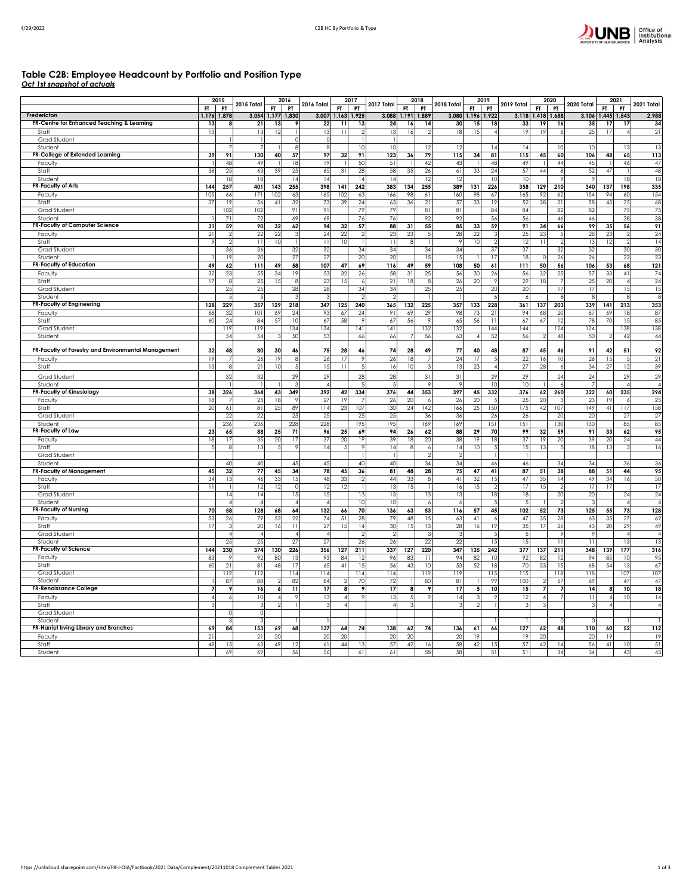# Table C2B: Employee Headcount by Portfolio and Position Type

***Oct 1st snapshot of actuals***

| | 2015 | | 2015 Total | 2016 | | 2016 Total | 2017 | | 2017 Total | 2018 | | 2018 Total | 2019 | | 2019 Total | 2020 | | 2020 Total | 2021 | | 2021 Total |
|---|---|---|---|---|---|---|---|---|---|---|---|---|---|---|---|---|---|---|---|---|---|
| | FT | PT | | FT | PT | | FT | PT | | FT | PT | | FT | PT | | FT | PT | | FT | PT | |
| **Fredericton** | **1,176** | **1,878** | **3,054** | **1,177** | **1,830** | **3,007** | **1,163** | **1,925** | **3,088** | **1,191** | **1,889** | **3,080** | **1,196** | **1,922** | **3,118** | **1,418** | **1,688** | **3,106** | **1,445** | **1,543** | **2,988** |
| **FR-Centre for Enhanced Teaching & Learning** | **13** | **8** | **21** | **13** | **9** | **22** | **11** | **13** | **24** | **16** | **14** | **30** | **15** | **18** | **33** | **19** | **16** | **35** | **17** | **17** | **34** |
| Staff | 13 | | 13 | 12 | 1 | 13 | 11 | 2 | 13 | 16 | 2 | 18 | 15 | 4 | 19 | 19 | 6 | 25 | 17 | 4 | 21 |
| Grad Student | | 1 | 1 | | 0 | 0 | | 1 | 1 | | | | | | | | | | | | |
| Student | | 7 | 7 | 1 | 8 | 9 | | 10 | 10 | | 12 | 12 | | 14 | 14 | | 10 | 10 | | 13 | 13 |
| **FR-College of Extended Learning** | **39** | **91** | **130** | **40** | **57** | **97** | **32** | **91** | **123** | **36** | **79** | **115** | **34** | **81** | **115** | **45** | **60** | **106** | **48** | **65** | **113** |
| Faculty | 1 | 48 | 49 | 1 | 18 | 19 | 1 | 50 | 51 | 1 | 42 | 43 | 1 | 48 | 49 | 1 | 44 | 45 | 1 | 46 | 47 |
| Staff | 38 | 25 | 63 | 39 | 25 | 65 | 31 | 28 | 58 | 35 | 26 | 61 | 33 | 24 | 57 | 44 | 8 | 52 | 47 | 1 | 48 |
| Student | | 18 | 18 | | 14 | 14 | | 14 | 14 | | 12 | 12 | | 10 | 10 | | 9 | 9 | | 18 | 18 |
| **FR-Faculty of Arts** | **144** | **257** | **401** | **143** | **255** | **398** | **141** | **242** | **383** | **134** | **255** | **389** | **131** | **226** | **358** | **129** | **210** | **340** | **137** | **198** | **335** |
| Faculty | 105 | 66 | 171 | 102 | 63 | 165 | 102 | 63 | 166 | 98 | 61 | 160 | 98 | 67 | 165 | 92 | 62 | 154 | 94 | 60 | 154 |
| Staff | 37 | 19 | 56 | 41 | 32 | 73 | 39 | 24 | 63 | 36 | 21 | 57 | 33 | 19 | 52 | 38 | 21 | 58 | 43 | 25 | 68 |
| Grad Student | | 102 | 102 | | 91 | 91 | | 79 | 79 | | 81 | 81 | | 84 | 84 | | 82 | 82 | | 75 | 75 |
| Student | 1 | 71 | 72 | | 69 | 69 | | 76 | 76 | | 92 | 92 | | 56 | 56 | | 46 | 46 | | 38 | 38 |
| **FR-Faculty of Computer Science** | **31** | **59** | **90** | **32** | **62** | **94** | **32** | **57** | **88** | **31** | **55** | **85** | **33** | **59** | **91** | **34** | **66** | **99** | **35** | **56** | **91** |
| Faculty | 21 | 2 | 22 | 22 | 3 | 24 | 22 | 2 | 23 | 23 | 5 | 28 | 22 | 3 | 25 | 23 | 5 | 28 | 23 | 2 | 24 |
| Staff | 9 | 2 | 11 | 10 | 1 | 11 | 10 | 1 | 11 | 8 | 1 | 9 | 10 | 2 | 12 | 11 | 2 | 13 | 12 | 2 | 14 |
| Grad Student | | 36 | 36 | | 32 | 32 | | 34 | 34 | | 34 | 34 | | 37 | 37 | | 32 | 32 | | 30 | 30 |
| Student | 1 | 19 | 20 | | 27 | 27 | | 20 | 20 | | 15 | 15 | 1 | 17 | 18 | 0 | 26 | 26 | | 23 | 23 |
| **FR-Faculty of Education** | **49** | **62** | **111** | **49** | **58** | **107** | **47** | **69** | **116** | **49** | **59** | **108** | **50** | **61** | **111** | **50** | **56** | **106** | **53** | **68** | **121** |
| Faculty | 32 | 23 | 55 | 34 | 19 | 53 | 32 | 26 | 58 | 31 | 25 | 56 | 30 | 26 | 56 | 32 | 25 | 57 | 33 | 41 | 74 |
| Staff | 17 | 8 | 25 | 15 | 8 | 23 | 15 | 6 | 21 | 18 | 8 | 26 | 20 | 9 | 29 | 18 | 7 | 25 | 20 | 4 | 24 |
| Grad Student | | 25 | 25 | | 28 | 28 | | 34 | 34 | | 25 | 25 | | 20 | 20 | | 17 | 17 | | 15 | 15 |
| Student | | 5 | 5 | | 3 | 3 | | 2 | 2 | | 1 | 1 | | 6 | 6 | | 8 | 8 | | 8 | 8 |
| **FR-Faculty of Engineering** | **128** | **229** | **357** | **129** | **218** | **347** | **125** | **240** | **365** | **132** | **225** | **357** | **133** | **228** | **361** | **137** | **203** | **339** | **141** | **213** | **353** |
| Faculty | 68 | 32 | 101 | 69 | 24 | 93 | 67 | 24 | 91 | 69 | 29 | 98 | 73 | 21 | 94 | 68 | 20 | 87 | 69 | 18 | 87 |
| Staff | 60 | 24 | 84 | 57 | 10 | 67 | 58 | 9 | 67 | 56 | 9 | 65 | 56 | 11 | 67 | 67 | 12 | 78 | 70 | 15 | 85 |
| Grad Student | | 119 | 119 | | 134 | 134 | | 141 | 141 | | 132 | 132 | | 144 | 144 | | 124 | 124 | | 138 | 138 |
| Student | | 54 | 54 | 3 | 50 | 53 | | 66 | 66 | 7 | 56 | 63 | 4 | 52 | 56 | 2 | 48 | 50 | 2 | 42 | 44 |
| **FR-Faculty of Forestry and Environmental Management** | **32** | **48** | **80** | **30** | **46** | **75** | **28** | **46** | **74** | **28** | **49** | **77** | **40** | **48** | **87** | **45** | **46** | **91** | **42** | **51** | **92** |
| Faculty | 19 | 7 | 26 | 19 | 8 | 26 | 17 | 9 | 26 | 18 | 7 | 24 | 17 | 5 | 22 | 16 | 10 | 26 | 15 | 5 | 21 |
| Staff | 13 | 8 | 21 | 10 | 5 | 15 | 11 | 5 | 16 | 10 | 3 | 13 | 23 | 4 | 27 | 28 | 6 | 34 | 27 | 12 | 39 |
| Grad Student | | 32 | 32 | | 29 | 29 | | 28 | 28 | | 31 | 31 | | 29 | 29 | | 24 | 24 | | 29 | 29 |
| Student | | 1 | 1 | 1 | 3 | 4 | | 5 | 5 | | 9 | 9 | | 10 | 10 | 1 | 6 | 7 | | 4 | 4 |
| **FR-Faculty of Kinesiology** | **38** | **326** | **364** | **43** | **349** | **392** | **42** | **334** | **376** | **44** | **353** | **397** | **45** | **332** | **376** | **62** | **260** | **322** | **60** | **235** | **294** |
| Faculty | 18 | 7 | 25 | 18 | 9 | 27 | 19 | 7 | 26 | 20 | 6 | 26 | 20 | 5 | 25 | 20 | 3 | 23 | 19 | 6 | 25 |
| Staff | 20 | 61 | 81 | 25 | 89 | 114 | 23 | 107 | 130 | 24 | 142 | 166 | 25 | 150 | 175 | 42 | 107 | 149 | 41 | 117 | 158 |
| Grad Student | | 22 | 22 | | 25 | 25 | | 25 | 25 | | 36 | 36 | | 26 | 26 | | 20 | 20 | | 27 | 27 |
| Student | | 236 | 236 | | 228 | 228 | | 195 | 195 | | 169 | 169 | | 151 | 151 | | 130 | 130 | | 85 | 85 |
| **FR-Faculty of Law** | **23** | **65** | **88** | **25** | **71** | **96** | **25** | **69** | **94** | **26** | **62** | **88** | **29** | **70** | **99** | **32** | **59** | **91** | **33** | **62** | **95** |
| Faculty | 18 | 17 | 35 | 20 | 17 | 37 | 20 | 19 | 39 | 18 | 20 | 38 | 19 | 18 | 37 | 19 | 20 | 39 | 20 | 24 | 44 |
| Staff | 5 | 8 | 13 | 5 | 9 | 14 | 5 | 9 | 14 | 8 | 6 | 14 | 10 | 5 | 15 | 13 | 5 | 18 | 13 | 3 | 16 |
| Grad Student | | | | | | | | 1 | 1 | | 2 | 2 | | 1 | 1 | | | | | | |
| Student | | 40 | 40 | | 45 | 45 | | 40 | 40 | | 34 | 34 | | 46 | 46 | | 34 | 34 | | 36 | 36 |
| **FR-Faculty of Management** | **45** | **32** | **77** | **45** | **34** | **78** | **45** | **36** | **81** | **48** | **28** | **75** | **47** | **41** | **87** | **51** | **38** | **88** | **51** | **44** | **95** |
| Faculty | 34 | 13 | 46 | 33 | 15 | 48 | 33 | 12 | 44 | 33 | 8 | 41 | 32 | 15 | 47 | 35 | 14 | 49 | 34 | 16 | 50 |
| Staff | 11 | 1 | 12 | 12 | 0 | 12 | 12 | 1 | 13 | 15 | 1 | 16 | 15 | 2 | 17 | 15 | 2 | 17 | 17 | | 17 |
| Grad Student | | 14 | 14 | | 15 | 15 | | 13 | 13 | | 13 | 13 | | 18 | 18 | | 20 | 20 | | 24 | 24 |
| Student | | 4 | 4 | | 4 | 4 | | 10 | 10 | | 6 | 6 | | 5 | 5 | 1 | 2 | 3 | | 4 | 4 |
| **FR-Faculty of Nursing** | **70** | **58** | **128** | **68** | **64** | **132** | **66** | **70** | **136** | **63** | **53** | **116** | **57** | **45** | **102** | **52** | **73** | **125** | **55** | **73** | **128** |
| Faculty | 53 | 26 | 79 | 52 | 22 | 74 | 51 | 28 | 79 | 48 | 15 | 63 | 41 | 6 | 47 | 35 | 28 | 63 | 35 | 27 | 62 |
| Staff | 17 | 3 | 20 | 16 | 11 | 27 | 15 | 14 | 30 | 15 | 13 | 28 | 16 | 19 | 35 | 17 | 26 | 43 | 20 | 29 | 49 |
| Grad Student | | 4 | 4 | | 4 | 4 | | 2 | 2 | | 3 | 3 | | 5 | 5 | | 9 | 9 | | 4 | 4 |
| Student | | 25 | 25 | | 27 | 27 | | 26 | 26 | | 22 | 22 | | 15 | 15 | | 11 | 11 | | 13 | 13 |
| **FR-Faculty of Science** | **144** | **230** | **374** | **130** | **226** | **356** | **127** | **211** | **337** | **127** | **220** | **347** | **135** | **242** | **377** | **137** | **211** | **348** | **139** | **177** | **316** |
| Faculty | 83 | 9 | 92 | 80 | 13 | 93 | 84 | 12 | 96 | 83 | 11 | 94 | 82 | 10 | 92 | 82 | 12 | 94 | 85 | 10 | 95 |
| Staff | 60 | 21 | 81 | 48 | 17 | 65 | 41 | 15 | 56 | 43 | 10 | 53 | 52 | 18 | 70 | 53 | 15 | 68 | 54 | 13 | 67 |
| Grad Student | | 112 | 112 | | 114 | 114 | | 114 | 114 | | 119 | 119 | | 115 | 115 | | 118 | 118 | | 107 | 107 |
| Student | 1 | 87 | 88 | 2 | 82 | 84 | 2 | 70 | 72 | 1 | 80 | 81 | 1 | 99 | 100 | 2 | 67 | 69 | | 47 | 47 |
| **FR-Renaissance College** | **7** | **9** | **16** | **6** | **11** | **17** | **8** | **9** | **17** | **8** | **9** | **17** | **5** | **10** | **15** | **7** | **7** | **14** | **8** | **10** | **18** |
| Faculty | 4 | 6 | 10 | 4 | 9 | 13 | 4 | 9 | 13 | 5 | 9 | 14 | 3 | 9 | 12 | 4 | 7 | 11 | 4 | 10 | 14 |
| Staff | 3 | | 3 | 2 | 1 | 3 | 4 | | 4 | 3 | | 3 | 2 | 1 | 3 | 3 | | 3 | 4 | | 4 |
| Grad Student | | 0 | 0 | | | | | | | | | | | | | | | | | | |
| Student | | 3 | 3 | | 1 | 1 | | | | | | | | 1 | 1 | | 0 | 0 | | 1 | 1 |
| **FR-Harriet Irving Library and Branches** | **69** | **84** | **153** | **69** | **68** | **137** | **64** | **74** | **138** | **62** | **74** | **136** | **61** | **66** | **127** | **62** | **48** | **110** | **60** | **52** | **112** |
| Faculty | 21 | | 21 | 20 | | 20 | 20 | | 20 | 20 | | 20 | 19 | | 19 | 20 | | 20 | 19 | | 19 |
| Staff | 48 | 15 | 63 | 49 | 12 | 61 | 44 | 13 | 57 | 42 | 16 | 58 | 42 | 15 | 57 | 42 | 14 | 56 | 41 | 10 | 51 |
| Student | | 69 | 69 | | 56 | 56 | | 61 | 61 | | 58 | 58 | | 51 | 51 | | 34 | 34 | | 43 | 43 |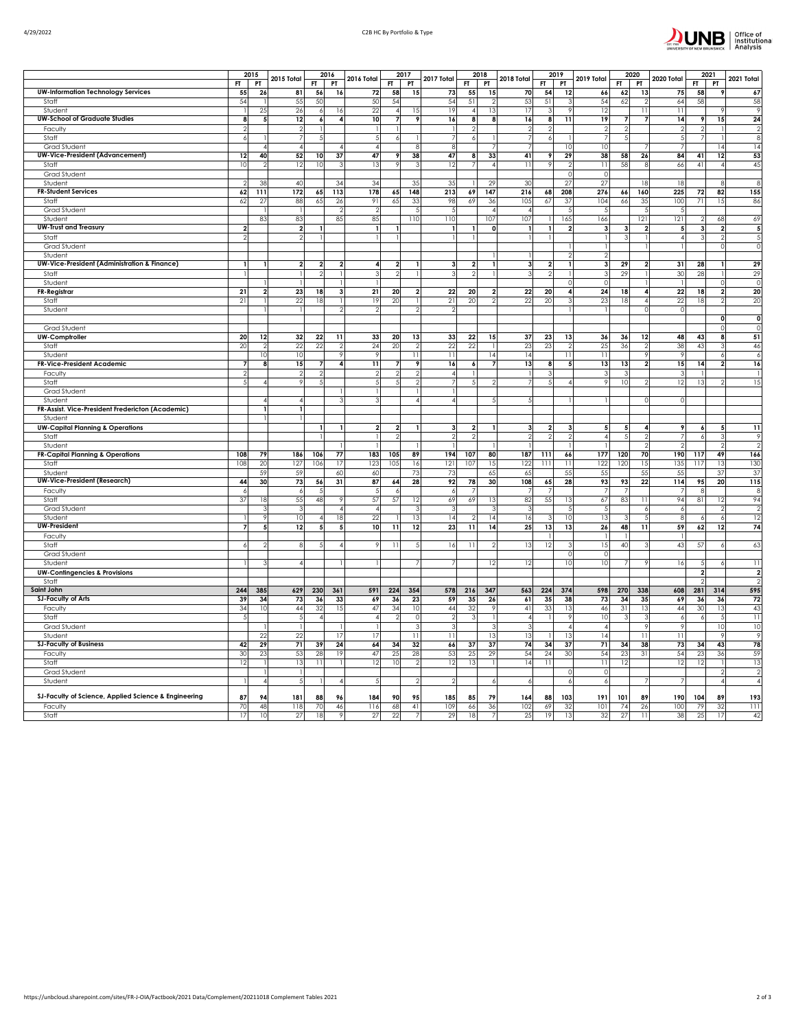| | 2015 | | 2015 Total | 2016 | | 2016 Total | 2017 | | 2017 Total | 2018 | | 2018 Total | 2019 | | 2019 Total | 2020 | | 2020 Total | 2021 | | 2021 Total |
|---|---|---|---|---|---|---|---|---|---|---|---|---|---|---|---|---|---|---|---|---|---|
| | FT | PT | | FT | PT | | FT | PT | | FT | PT | | FT | PT | | FT | PT | | FT | PT | |
| **UW-Information Technology Services** | **55** | **26** | **81** | **56** | **16** | **72** | **58** | **15** | **73** | **55** | **15** | **70** | **54** | **12** | **66** | **62** | **13** | **75** | **58** | **9** | **67** |
| Staff | 54 | 1 | 55 | 50 | | 50 | 54 | | 54 | 51 | 2 | 53 | 51 | 3 | 54 | 62 | 2 | 64 | 58 | | 58 |
| Student | 1 | 25 | 26 | 6 | 16 | 22 | 4 | 15 | 19 | 4 | 13 | 17 | 3 | 9 | 12 | | 11 | 11 | | 9 | 9 |
| **UW-School of Graduate Studies** | **8** | **5** | **12** | **6** | **4** | **10** | **7** | **9** | **16** | **8** | **8** | **16** | **8** | **11** | **19** | **7** | **7** | **14** | **9** | **15** | **24** |
| Faculty | 2 | | 2 | 1 | | 1 | 1 | | 1 | 2 | | 2 | 2 | | 2 | 2 | | 2 | 2 | 1 | 2 |
| Staff | 6 | 1 | 7 | 5 | | 5 | 6 | 1 | 7 | 6 | 1 | 7 | 6 | 1 | 7 | 5 | | 5 | 7 | 1 | 8 |
| Grad Student | | 4 | 4 | | 4 | 4 | | 8 | 8 | | 7 | 7 | | 10 | 10 | | 7 | 7 | | 14 | 14 |
| **UW-Vice-President (Advancement)** | **12** | **40** | **52** | **10** | **37** | **47** | **9** | **38** | **47** | **8** | **33** | **41** | **9** | **29** | **38** | **58** | **26** | **84** | **41** | **12** | **53** |
| Staff | 10 | 2 | 12 | 10 | 3 | 13 | 9 | 3 | 12 | 7 | 4 | 11 | 9 | 2 | 11 | 58 | 8 | 66 | 41 | 4 | 45 |
| Grad Student | | | | | | | | | | | | | | 0 | 0 | | | | | | |
| Student | 2 | 38 | 40 | | 34 | 34 | | 35 | 35 | 1 | 29 | 30 | | 27 | 27 | | 18 | 18 | | 8 | 8 |
| **FR-Student Services** | **62** | **111** | **172** | **65** | **113** | **178** | **65** | **148** | **213** | **69** | **147** | **216** | **68** | **208** | **276** | **66** | **160** | **225** | **72** | **82** | **155** |
| Staff | 62 | 27 | 88 | 65 | 26 | 91 | 65 | 33 | 98 | 69 | 36 | 105 | 67 | 37 | 104 | 66 | 35 | 100 | 71 | 15 | 86 |
| Grad Student | | 1 | 1 | | 2 | 2 | | 5 | 5 | | 4 | 4 | | 5 | 5 | | 5 | 5 | | | |
| Student | | 83 | 83 | | 85 | 85 | | 110 | 110 | | 107 | 107 | 1 | 165 | 166 | | 121 | 121 | 2 | 68 | 69 |
| **UW-Trust and Treasury** | **2** | | **2** | **1** | | **1** | **1** | | **1** | **1** | **0** | **1** | **1** | **2** | **3** | **3** | **2** | **5** | **3** | **2** | **5** |
| Staff | 2 | | 2 | 1 | | 1 | 1 | | 1 | 1 | | 1 | 1 | | 1 | 3 | 1 | 4 | 3 | 2 | 5 |
| Grad Student | | | | | | | | | | | | | | 1 | 1 | | 1 | 1 | | 0 | 0 |
| Student | | | | | | | | | | | 1 | 1 | | 2 | 2 | | | | | | |
| **UW-Vice-President (Administration & Finance)** | **1** | **1** | **2** | **2** | **2** | **4** | **2** | **1** | **3** | **2** | **1** | **3** | **2** | **1** | **3** | **29** | **2** | **31** | **28** | **1** | **29** |
| Staff | 1 | | 1 | 2 | 1 | 3 | 2 | 1 | 3 | 2 | 1 | 3 | 2 | 1 | 3 | 29 | 1 | 30 | 28 | 1 | 29 |
| Student | | 1 | 1 | | 1 | 1 | | | | | | | | 0 | 0 | | 1 | 1 | | 0 | 0 |
| **FR-Registrar** | **21** | **2** | **23** | **18** | **3** | **21** | **20** | **2** | **22** | **20** | **2** | **22** | **20** | **4** | **24** | **18** | **4** | **22** | **18** | **2** | **20** |
| Staff | 21 | 1 | 22 | 18 | 1 | 19 | 20 | 1 | 21 | 20 | 2 | 22 | 20 | 3 | 23 | 18 | 4 | 22 | 18 | 2 | 20 |
| Student | | 1 | 1 | | 2 | 2 | | 2 | 2 | | | | | 1 | 1 | | 0 | 0 | | | |
| | | | | | | | | | | | | | | | | | | | | **0** | **0** |
| Grad Student | | | | | | | | | | | | | | | | | | | | 0 | 0 |
| **UW-Comptroller** | **20** | **12** | **32** | **22** | **11** | **33** | **20** | **13** | **33** | **22** | **15** | **37** | **23** | **13** | **36** | **36** | **12** | **48** | **43** | **8** | **51** |
| Staff | 20 | 2 | 22 | 22 | 2 | 24 | 20 | 2 | 22 | 22 | 1 | 23 | 23 | 2 | 25 | 36 | 2 | 38 | 43 | 3 | 46 |
| Student | | 10 | 10 | | 9 | 9 | | 11 | 11 | | 14 | 14 | | 11 | 11 | | 9 | 9 | | 6 | 6 |
| **FR-Vice-President Academic** | **7** | **8** | **15** | **7** | **4** | **11** | **7** | **9** | **16** | **6** | **7** | **13** | **8** | **5** | **13** | **13** | **2** | **15** | **14** | **2** | **16** |
| Faculty | 2 | | 2 | 2 | | 2 | 2 | 2 | 4 | 1 | | 1 | 3 | | 3 | 3 | | 3 | 1 | | 1 |
| Staff | 5 | 4 | 9 | 5 | | 5 | 5 | 2 | 7 | 5 | 2 | 7 | 5 | 4 | 9 | 10 | 2 | 12 | 13 | 2 | 15 |
| Grad Student | | | | | 1 | 1 | | 1 | 1 | | | | | | | | | | | | |
| Student | | 4 | 4 | | 3 | 3 | | 4 | 4 | | 5 | 5 | | 1 | 1 | | 0 | 0 | | | |
| **FR-Assist. Vice-President Fredericton (Academic)** | | **1** | **1** | | | | | | | | | | | | | | | | | | |
| Student | | 1 | 1 | | | | | | | | | | | | | | | | | | |
| **UW-Capital Planning & Operations** | | | | **1** | **1** | **2** | **2** | **1** | **3** | **2** | **1** | **3** | **2** | **3** | **5** | **5** | **4** | **9** | **6** | **5** | **11** |
| Staff | | | | 1 | | 1 | 2 | | 2 | 2 | | 2 | 2 | 2 | 4 | 5 | 2 | 7 | 6 | 3 | 9 |
| Student | | | | | 1 | 1 | | 1 | 1 | | 1 | 1 | | 1 | 1 | | 2 | 2 | | 2 | 2 |
| **FR-Capital Planning & Operations** | **108** | **79** | **186** | **106** | **77** | **183** | **105** | **89** | **194** | **107** | **80** | **187** | **111** | **66** | **177** | **120** | **70** | **190** | **117** | **49** | **166** |
| Staff | 108 | 20 | 127 | 106 | 17 | 123 | 105 | 16 | 121 | 107 | 15 | 122 | 111 | 11 | 122 | 120 | 15 | 135 | 117 | 13 | 130 |
| Student | | 59 | 59 | | 60 | 60 | | 73 | 73 | | 65 | 65 | | 55 | 55 | | 55 | 55 | | 37 | 37 |
| **UW-Vice-President (Research)** | **44** | **30** | **73** | **56** | **31** | **87** | **64** | **28** | **92** | **78** | **30** | **108** | **65** | **28** | **93** | **93** | **22** | **114** | **95** | **20** | **115** |
| Faculty | 6 | | 6 | 5 | | 5 | 6 | | 6 | 7 | | 7 | 7 | | 7 | 7 | | 7 | 8 | | 8 |
| Staff | 37 | 18 | 55 | 48 | 9 | 57 | 57 | 12 | 69 | 69 | 13 | 82 | 55 | 13 | 67 | 83 | 11 | 94 | 81 | 12 | 94 |
| Grad Student | | 3 | 3 | | 4 | 4 | | 3 | 3 | | 3 | 3 | | 5 | 5 | | 6 | 6 | | 2 | 2 |
| Student | 1 | 9 | 10 | 4 | 18 | 22 | 1 | 13 | 14 | 2 | 14 | 16 | 3 | 10 | 13 | 3 | 5 | 8 | 6 | 6 | 12 |
| **UW-President** | **7** | **5** | **12** | **5** | **5** | **10** | **11** | **12** | **23** | **11** | **14** | **25** | **13** | **13** | **26** | **48** | **11** | **59** | **62** | **12** | **74** |
| Faculty | | | | | | | | | | | | | 1 | | 1 | 1 | | 1 | | | |
| Staff | 6 | 2 | 8 | 5 | 4 | 9 | 11 | 5 | 16 | 11 | 2 | 13 | 12 | 3 | 15 | 40 | 3 | 43 | 57 | 6 | 63 |
| Grad Student | | | | | | | | | | | | | | 0 | 0 | | | | | | |
| Student | 1 | 3 | 4 | | 1 | 1 | | 7 | 7 | | 12 | 12 | | 10 | 10 | 7 | 9 | 16 | 5 | 6 | 11 |
| **UW-Contingencies & Provisions** | | | | | | | | | | | | | | | | | | | **2** | | **2** |
| Staff | | | | | | | | | | | | | | | | | | | 2 | | 2 |
| **Saint John** | **244** | **385** | **629** | **230** | **361** | **591** | **224** | **354** | **578** | **216** | **347** | **563** | **224** | **374** | **598** | **270** | **338** | **608** | **281** | **314** | **595** |
| **SJ-Faculty of Arts** | **39** | **34** | **73** | **36** | **33** | **69** | **36** | **23** | **59** | **35** | **26** | **61** | **35** | **38** | **73** | **34** | **35** | **69** | **36** | **36** | **72** |
| Faculty | 34 | 10 | 44 | 32 | 15 | 47 | 34 | 10 | 44 | 32 | 9 | 41 | 33 | 13 | 46 | 31 | 13 | 44 | 30 | 13 | 43 |
| Staff | 5 | | 5 | 4 | | 4 | 2 | 0 | 2 | 3 | 1 | 4 | 1 | 9 | 10 | 3 | 3 | 6 | 6 | 5 | 11 |
| Grad Student | | 1 | 1 | | 1 | 1 | | 3 | 3 | | 3 | 3 | | 4 | 4 | | 9 | 9 | | 10 | 10 |
| Student | | 22 | 22 | | 17 | 17 | | 11 | 11 | | 13 | 13 | 1 | 13 | 14 | | 11 | 11 | | 9 | 9 |
| **SJ-Faculty of Business** | **42** | **29** | **71** | **39** | **24** | **64** | **34** | **32** | **66** | **37** | **37** | **74** | **34** | **37** | **71** | **34** | **38** | **73** | **34** | **43** | **78** |
| Faculty | 30 | 23 | 53 | 28 | 19 | 47 | 25 | 28 | 53 | 25 | 29 | 54 | 24 | 30 | 54 | 23 | 31 | 54 | 23 | 36 | 59 |
| Staff | 12 | 1 | 13 | 11 | 1 | 12 | 10 | 2 | 12 | 13 | 1 | 14 | 11 | | 11 | 12 | | 12 | 12 | 1 | 13 |
| Grad Student | | 1 | 1 | | | | | | | | | | | 0 | 0 | | | | | 2 | 2 |
| Student | 1 | 4 | 5 | 1 | 4 | 5 | | 2 | 2 | | 6 | 6 | | 6 | 6 | | 7 | 7 | | 4 | 4 |
| **SJ-Faculty of Science, Applied Science & Engineering** | **87** | **94** | **181** | **88** | **96** | **184** | **90** | **95** | **185** | **85** | **79** | **164** | **88** | **103** | **191** | **101** | **89** | **190** | **104** | **89** | **193** |
| Faculty | 70 | 48 | 118 | 70 | 46 | 116 | 68 | 41 | 109 | 66 | 36 | 102 | 69 | 32 | 101 | 74 | 26 | 100 | 79 | 32 | 111 |
| Staff | 17 | 10 | 27 | 18 | 9 | 27 | 22 | 7 | 29 | 18 | 7 | 25 | 19 | 13 | 32 | 27 | 11 | 38 | 25 | 17 | 42 |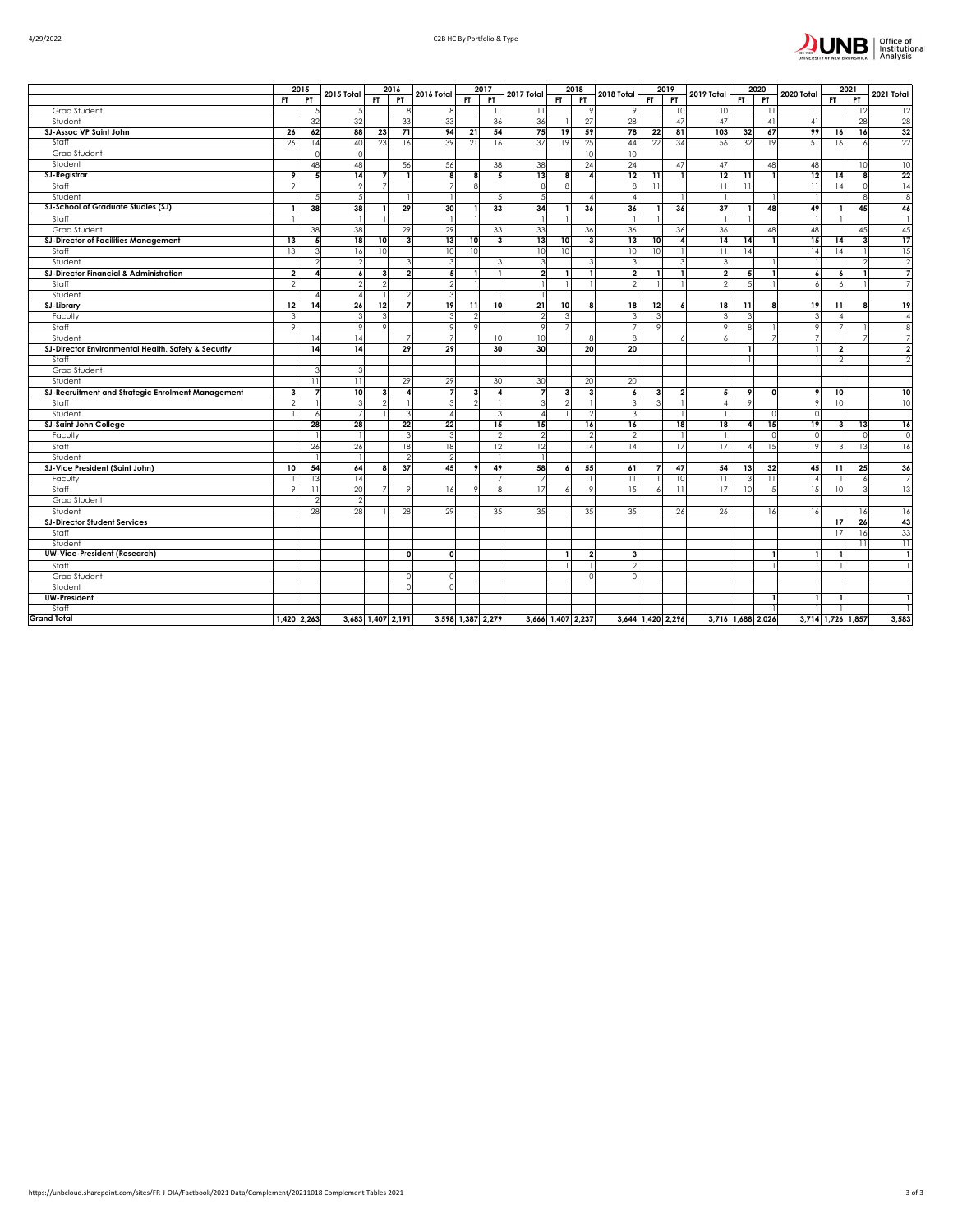| | 2015 | | 2015 Total | 2016 | | 2016 Total | 2017 | | 2017 Total | 2018 | | 2018 Total | 2019 | | 2019 Total | 2020 | | 2020 Total | 2021 | | 2021 Total |
|---|---|---|---|---|---|---|---|---|---|---|---|---|---|---|---|---|---|---|---|---|---|
| | FT | PT | | FT | PT | | FT | PT | | FT | PT | | FT | PT | | FT | PT | | FT | PT | |
| Grad Student | | 5 | 5 | | 8 | 8 | | 11 | 11 | | 9 | 9 | | 10 | 10 | | 11 | 11 | | 12 | 12 |
| Student | | 32 | 32 | | 33 | 33 | | 36 | 36 | 1 | 27 | 28 | | 47 | 47 | | 41 | 41 | | 28 | 28 |
| **SJ-Assoc VP Saint John** | **26** | **62** | **88** | **23** | **71** | **94** | **21** | **54** | **75** | **19** | **59** | **78** | **22** | **81** | **103** | **32** | **67** | **99** | **16** | **16** | **32** |
| Staff | 26 | 14 | 40 | 23 | 16 | 39 | 21 | 16 | 37 | 19 | 25 | 44 | 22 | 34 | 56 | 32 | 19 | 51 | 16 | 6 | 22 |
| Grad Student | | 0 | 0 | | | | | | | | 10 | 10 | | | | | | | | | |
| Student | | 48 | 48 | | 56 | 56 | | 38 | 38 | | 24 | 24 | | 47 | 47 | | 48 | 48 | | 10 | 10 |
| **SJ-Registrar** | **9** | **5** | **14** | **7** | **1** | **8** | **8** | **5** | **13** | **8** | **4** | **12** | **11** | **1** | **12** | **11** | **1** | **12** | **14** | **8** | **22** |
| Staff | 9 | | 9 | 7 | | 7 | 8 | | 8 | 8 | | 8 | 11 | | 11 | 11 | | 11 | 14 | 0 | 14 |
| Student | | 5 | 5 | | 1 | 1 | | 5 | 5 | | 4 | 4 | | 1 | 1 | | 1 | 1 | | 8 | 8 |
| **SJ-School of Graduate Studies (SJ)** | **1** | **38** | **38** | **1** | **29** | **30** | **1** | **33** | **34** | **1** | **36** | **36** | **1** | **36** | **37** | **1** | **48** | **49** | **1** | **45** | **46** |
| Staff | 1 | | 1 | 1 | | 1 | 1 | | 1 | 1 | | 1 | 1 | | 1 | 1 | | 1 | 1 | | 1 |
| Grad Student | | 38 | 38 | | 29 | 29 | | 33 | 33 | | 36 | 36 | | 36 | 36 | | 48 | 48 | | 45 | 45 |
| **SJ-Director of Facilities Management** | **13** | **5** | **18** | **10** | **3** | **13** | **10** | **3** | **13** | **10** | **3** | **13** | **10** | **4** | **14** | **14** | **1** | **15** | **14** | **3** | **17** |
| Staff | 13 | 3 | 16 | 10 | | 10 | 10 | | 10 | 10 | | 10 | 10 | 1 | 11 | 14 | | 14 | 14 | 1 | 15 |
| Student | | 2 | 2 | | 3 | 3 | | 3 | 3 | | 3 | 3 | | 3 | 3 | | 1 | 1 | | 2 | 2 |
| **SJ-Director Financial & Administration** | **2** | **4** | **6** | **3** | **2** | **5** | **1** | **1** | **2** | **1** | **1** | **2** | **1** | **1** | **2** | **5** | **1** | **6** | **6** | **1** | **7** |
| Staff | 2 | | 2 | 2 | | 2 | 1 | | 1 | 1 | 1 | 2 | 1 | 1 | 2 | 5 | 1 | 6 | 6 | 1 | 7 |
| Student | | 4 | 4 | 1 | 2 | 3 | | 1 | 1 | | | | | | | | | | | | |
| **SJ-Library** | **12** | **14** | **26** | **12** | **7** | **19** | **11** | **10** | **21** | **10** | **8** | **18** | **12** | **6** | **18** | **11** | **8** | **19** | **11** | **8** | **19** |
| Faculty | 3 | | 3 | 3 | | 3 | 2 | | 2 | 3 | | 3 | 3 | | 3 | 3 | | 3 | 4 | | 4 |
| Staff | 9 | | 9 | 9 | | 9 | 9 | | 9 | 7 | | 7 | 9 | | 9 | 8 | 1 | 9 | 7 | 1 | 8 |
| Student | | 14 | 14 | | 7 | 7 | | 10 | 10 | | 8 | 8 | | 6 | 6 | | 7 | 7 | | 7 | 7 |
| **SJ-Director Environmental Health, Safety & Security** | | **14** | **14** | | **29** | **29** | | **30** | **30** | | **20** | **20** | | | | **1** | | **1** | **2** | | **2** |
| Staff | | | | | | | | | | | | | | | | 1 | | 1 | 2 | | 2 |
| Grad Student | | 3 | 3 | | | | | | | | | | | | | | | | | | |
| Student | | 11 | 11 | | 29 | 29 | | 30 | 30 | | 20 | 20 | | | | | | | | | |
| **SJ-Recruitment and Strategic Enrolment Management** | **3** | **7** | **10** | **3** | **4** | **7** | **3** | **4** | **7** | **3** | **3** | **6** | **3** | **2** | **5** | **9** | **0** | **9** | **10** | | **10** |
| Staff | 2 | 1 | 3 | 2 | 1 | 3 | 2 | 1 | 3 | 2 | 1 | 3 | 3 | 1 | 4 | 9 | | 9 | 10 | | 10 |
| Student | 1 | 6 | 7 | 1 | 3 | 4 | 1 | 3 | 4 | 1 | 2 | 3 | | 1 | 1 | | 0 | 0 | | | |
| **SJ-Saint John College** | | **28** | **28** | | **22** | **22** | | **15** | **15** | | **16** | **16** | | **18** | **18** | **4** | **15** | **19** | **3** | **13** | **16** |
| Faculty | | 1 | 1 | | 3 | 3 | | 2 | 2 | | 2 | 2 | | 1 | 1 | | 0 | 0 | | 0 | 0 |
| Staff | | 26 | 26 | | 18 | 18 | | 12 | 12 | | 14 | 14 | | 17 | 17 | 4 | 15 | 19 | 3 | 13 | 16 |
| Student | | 1 | 1 | | 2 | 2 | | 1 | 1 | | | | | | | | | | | | |
| **SJ-Vice President (Saint John)** | **10** | **54** | **64** | **8** | **37** | **45** | **9** | **49** | **58** | **6** | **55** | **61** | **7** | **47** | **54** | **13** | **32** | **45** | **11** | **25** | **36** |
| Faculty | 1 | 13 | 14 | | | | | 7 | 7 | | 11 | 11 | 1 | 10 | 11 | 3 | 11 | 14 | 1 | 6 | 7 |
| Staff | 9 | 11 | 20 | 7 | 9 | 16 | 9 | 8 | 17 | 6 | 9 | 15 | 6 | 11 | 17 | 10 | 5 | 15 | 10 | 3 | 13 |
| Grad Student | | 2 | 2 | | | | | | | | | | | | | | | | | | |
| Student | | 28 | 28 | 1 | 28 | 29 | | 35 | 35 | | 35 | 35 | | 26 | 26 | | 16 | 16 | | 16 | 16 |
| **SJ-Director Student Services** | | | | | | | | | | | | | | | | | | | **17** | **26** | **43** |
| Staff | | | | | | | | | | | | | | | | | | | 17 | 16 | 33 |
| Student | | | | | | | | | | | | | | | | | | | | 11 | 11 |
| **UW-Vice-President (Research)** | | | | | **0** | **0** | | | | **1** | **2** | **3** | | | | | **1** | **1** | **1** | | **1** |
| Staff | | | | | | | | | | 1 | 1 | 2 | | | | | 1 | 1 | 1 | | 1 |
| Grad Student | | | | | 0 | 0 | | | | | 0 | 0 | | | | | | | | | |
| Student | | | | | 0 | 0 | | | | | | | | | | | | | | | |
| **UW-President** | | | | | | | | | | | | | | | | | **1** | **1** | **1** | | **1** |
| Staff | | | | | | | | | | | | | | | | | 1 | 1 | 1 | | 1 |
| **Grand Total** | **1,420** | **2,263** | **3,683** | **1,407** | **2,191** | **3,598** | **1,387** | **2,279** | **3,666** | **1,407** | **2,237** | **3,644** | **1,420** | **2,296** | **3,716** | **1,688** | **2,026** | **3,714** | **1,726** | **1,857** | **3,583** |